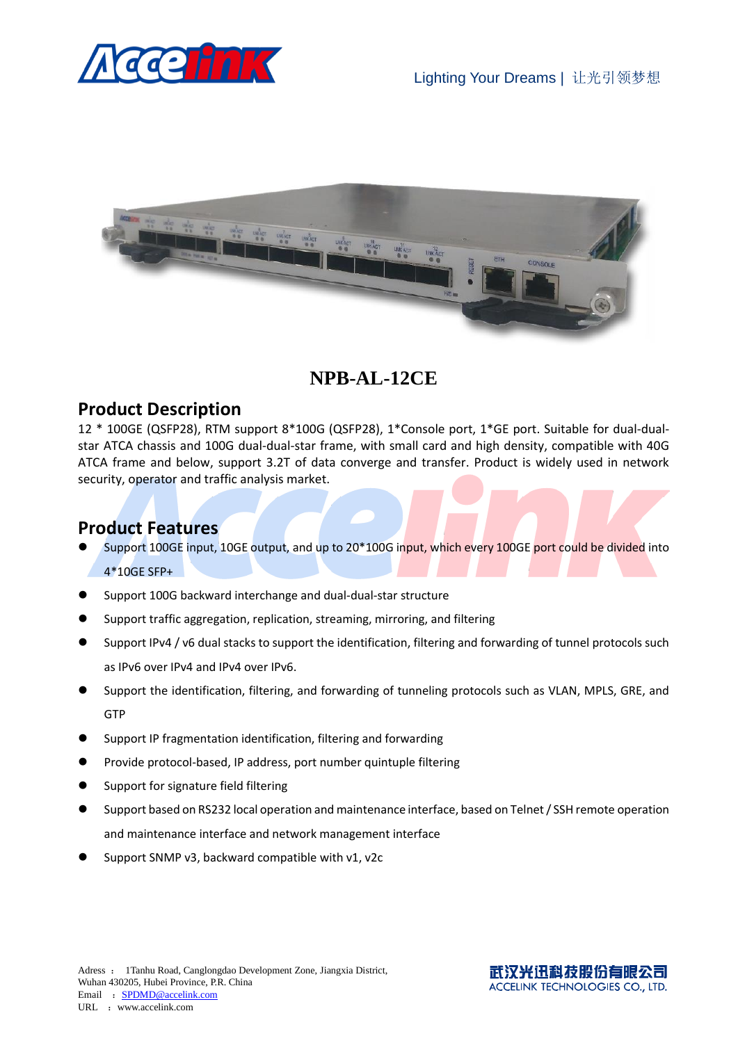# NPB-AL-12CE

## Product Description

12 * 100GE (QSFP28), RTM support 8*100G (QSFP28), 1*Console port, 1*GE port. Suitable for dual-dual-star ATCA chassis and 100G dual-dual-star frame, with small card and high density, compatible with 40G ATCA frame and below, support 3.2T of data converge and transfer. Product is widely used in network security, operator and traffic analysis market.

## Product Features

- Support 100GE input, 10GE output, and up to 20*100G input, which every 100GE port could be divided into 4*10GE SFP+
- Support 100G backward interchange and dual-dual-star structure
- Support traffic aggregation, replication, streaming, mirroring, and filtering
- Support IPv4 / v6 dual stacks to support the identification, filtering and forwarding of tunnel protocols such as IPv6 over IPv4 and IPv4 over IPv6.
- Support the identification, filtering, and forwarding of tunneling protocols such as VLAN, MPLS, GRE, and GTP
- Support IP fragmentation identification, filtering and forwarding
- Provide protocol-based, IP address, port number quintuple filtering
- Support for signature field filtering
- Support based on RS232 local operation and maintenance interface, based on Telnet / SSH remote operation and maintenance interface and network management interface
- Support SNMP v3, backward compatible with v1, v2c

Adress ： 1Tanhu Road, Canglongdao Development Zone, Jiangxia District, Wuhan 430205, Hubei Province, P.R. China
Email ： SPDMD@accelink.com
URL ： www.accelink.com

武汉光迅科技股份有限公司
ACCELINK TECHNOLOGIES CO., LTD.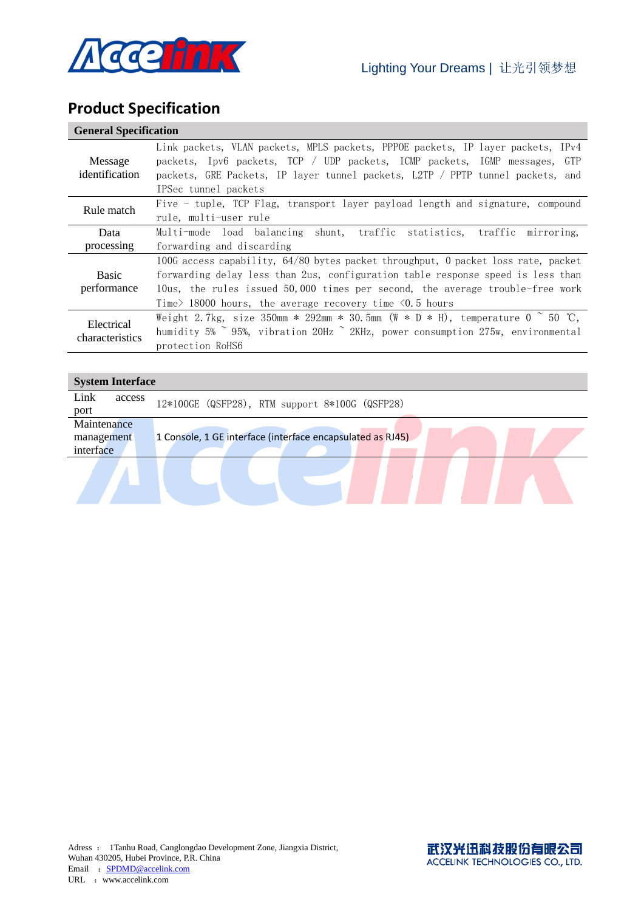## Product Specification

| General Specification | |
|---|---|
| Message identification | Link packets, VLAN packets, MPLS packets, PPPOE packets, IP layer packets, IPv4 packets, Ipv6 packets, TCP / UDP packets, ICMP packets, IGMP messages, GTP packets, GRE Packets, IP layer tunnel packets, L2TP / PPTP tunnel packets, and IPSec tunnel packets |
| Rule match | Five - tuple, TCP Flag, transport layer payload length and signature, compound rule, multi-user rule |
| Data processing | Multi-mode load balancing shunt, traffic statistics, traffic mirroring, forwarding and discarding |
| Basic performance | 100G access capability, 64/80 bytes packet throughput, 0 packet loss rate, packet forwarding delay less than 2us, configuration table response speed is less than 10us, the rules issued 50,000 times per second, the average trouble-free work Time> 18000 hours, the average recovery time <0.5 hours |
| Electrical characteristics | Weight 2.7kg, size 350mm * 292mm * 30.5mm (W * D * H), temperature 0 ~ 50 ℃, humidity 5% ~ 95%, vibration 20Hz ~ 2KHz, power consumption 275w, environmental protection RoHS6 |

| System Interface | |
|---|---|
| Link access port | 12*100GE (QSFP28), RTM support 8*100G (QSFP28) |
| Maintenance management interface | 1 Console, 1 GE interface (interface encapsulated as RJ45) |

Adress ： 1Tanhu Road, Canglongdao Development Zone, Jiangxia District, Wuhan 430205, Hubei Province, P.R. China
Email ： SPDMD@accelink.com
URL ： www.accelink.com

武汉光迅科技股份有限公司
ACCELINK TECHNOLOGIES CO., LTD.